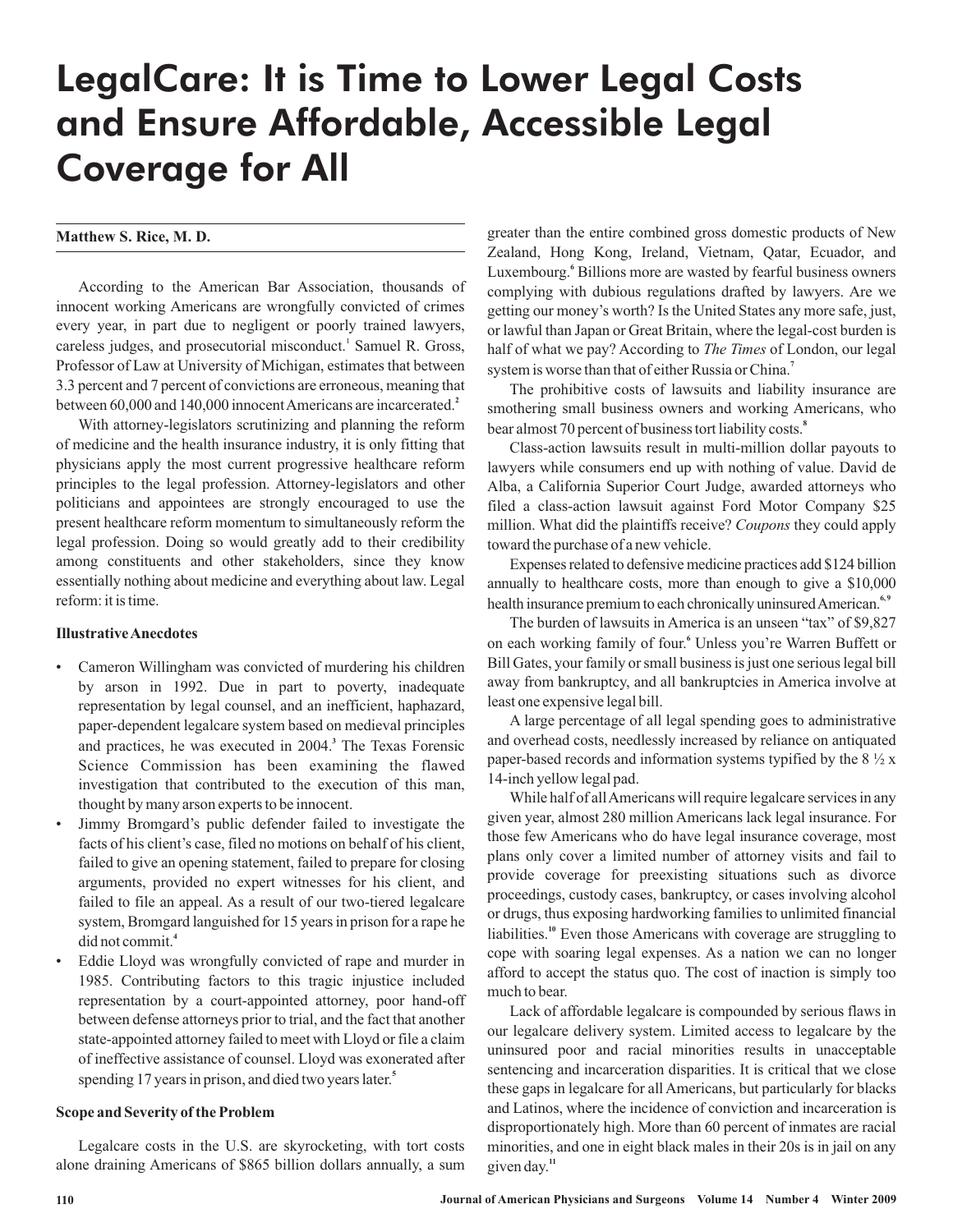# LegalCare: It is Time to Lower Legal Costs and Ensure Affordable, Accessible Legal Coverage for All

**Matthew S. Rice, M. D.**

According to the American Bar Association, thousands of innocent working Americans are wrongfully convicted of crimes every year, in part due to negligent or poorly trained lawyers, careless judges, and prosecutorial misconduct.[1] Samuel R. Gross, Professor of Law at University of Michigan, estimates that between 3.3 percent and 7 percent of convictions are erroneous, meaning that between 60,000 and 140,000 innocent Americans are incarcerated.[2]

With attorney-legislators scrutinizing and planning the reform of medicine and the health insurance industry, it is only fitting that physicians apply the most current progressive healthcare reform principles to the legal profession. Attorney-legislators and other politicians and appointees are strongly encouraged to use the present healthcare reform momentum to simultaneously reform the legal profession. Doing so would greatly add to their credibility among constituents and other stakeholders, since they know essentially nothing about medicine and everything about law. Legal reform: it is time.

### Illustrative Anecdotes

- Cameron Willingham was convicted of murdering his children by arson in 1992. Due in part to poverty, inadequate representation by legal counsel, and an inefficient, haphazard, paper-dependent legalcare system based on medieval principles and practices, he was executed in 2004.[3] The Texas Forensic Science Commission has been examining the flawed investigation that contributed to the execution of this man, thought by many arson experts to be innocent.
- Jimmy Bromgard's public defender failed to investigate the facts of his client's case, filed no motions on behalf of his client, failed to give an opening statement, failed to prepare for closing arguments, provided no expert witnesses for his client, and failed to file an appeal. As a result of our two-tiered legalcare system, Bromgard languished for 15 years in prison for a rape he did not commit.[4]
- Eddie Lloyd was wrongfully convicted of rape and murder in 1985. Contributing factors to this tragic injustice included representation by a court-appointed attorney, poor hand-off between defense attorneys prior to trial, and the fact that another state-appointed attorney failed to meet with Lloyd or file a claim of ineffective assistance of counsel. Lloyd was exonerated after spending 17 years in prison, and died two years later.[5]

### Scope and Severity of the Problem

Legalcare costs in the U.S. are skyrocketing, with tort costs alone draining Americans of $865 billion dollars annually, a sum greater than the entire combined gross domestic products of New Zealand, Hong Kong, Ireland, Vietnam, Qatar, Ecuador, and Luxembourg.[6] Billions more are wasted by fearful business owners complying with dubious regulations drafted by lawyers. Are we getting our money's worth? Is the United States any more safe, just, or lawful than Japan or Great Britain, where the legal-cost burden is half of what we pay? According to *The Times* of London, our legal system is worse than that of either Russia or China.[7]

The prohibitive costs of lawsuits and liability insurance are smothering small business owners and working Americans, who bear almost 70 percent of business tort liability costs.[8]

Class-action lawsuits result in multi-million dollar payouts to lawyers while consumers end up with nothing of value. David de Alba, a California Superior Court Judge, awarded attorneys who filed a class-action lawsuit against Ford Motor Company $25 million. What did the plaintiffs receive? *Coupons* they could apply toward the purchase of a new vehicle.

Expenses related to defensive medicine practices add $124 billion annually to healthcare costs, more than enough to give a $10,000 health insurance premium to each chronically uninsured American.[6,9]

The burden of lawsuits in America is an unseen "tax" of $9,827 on each working family of four.[6] Unless you're Warren Buffett or Bill Gates, your family or small business is just one serious legal bill away from bankruptcy, and all bankruptcies in America involve at least one expensive legal bill.

A large percentage of all legal spending goes to administrative and overhead costs, needlessly increased by reliance on antiquated paper-based records and information systems typified by the 8 ½ x 14-inch yellow legal pad.

While half of all Americans will require legalcare services in any given year, almost 280 million Americans lack legal insurance. For those few Americans who do have legal insurance coverage, most plans only cover a limited number of attorney visits and fail to provide coverage for preexisting situations such as divorce proceedings, custody cases, bankruptcy, or cases involving alcohol or drugs, thus exposing hardworking families to unlimited financial liabilities.[10] Even those Americans with coverage are struggling to cope with soaring legal expenses. As a nation we can no longer afford to accept the status quo. The cost of inaction is simply too much to bear.

Lack of affordable legalcare is compounded by serious flaws in our legalcare delivery system. Limited access to legalcare by the uninsured poor and racial minorities results in unacceptable sentencing and incarceration disparities. It is critical that we close these gaps in legalcare for all Americans, but particularly for blacks and Latinos, where the incidence of conviction and incarceration is disproportionately high. More than 60 percent of inmates are racial minorities, and one in eight black males in their 20s is in jail on any given day.[11]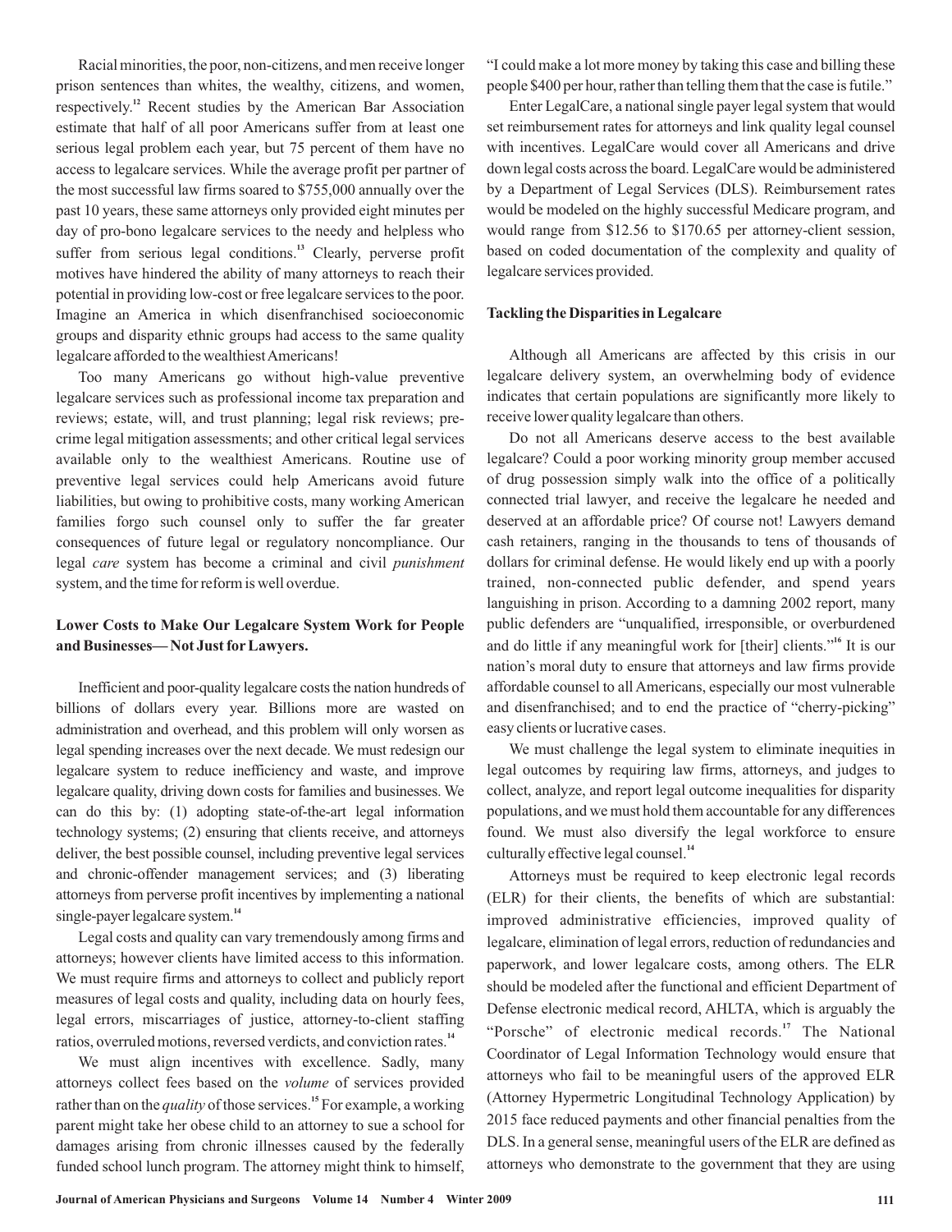Racial minorities, the poor, non-citizens, and men receive longer prison sentences than whites, the wealthy, citizens, and women, respectively.[12] Recent studies by the American Bar Association estimate that half of all poor Americans suffer from at least one serious legal problem each year, but 75 percent of them have no access to legalcare services. While the average profit per partner of the most successful law firms soared to $755,000 annually over the past 10 years, these same attorneys only provided eight minutes per day of pro-bono legalcare services to the needy and helpless who suffer from serious legal conditions.[13] Clearly, perverse profit motives have hindered the ability of many attorneys to reach their potential in providing low-cost or free legalcare services to the poor. Imagine an America in which disenfranchised socioeconomic groups and disparity ethnic groups had access to the same quality legalcare afforded to the wealthiest Americans!

Too many Americans go without high-value preventive legalcare services such as professional income tax preparation and reviews; estate, will, and trust planning; legal risk reviews; pre-crime legal mitigation assessments; and other critical legal services available only to the wealthiest Americans. Routine use of preventive legal services could help Americans avoid future liabilities, but owing to prohibitive costs, many working American families forgo such counsel only to suffer the far greater consequences of future legal or regulatory noncompliance. Our legal *care* system has become a criminal and civil *punishment* system, and the time for reform is well overdue.

### Lower Costs to Make Our Legalcare System Work for People and Businesses— Not Just for Lawyers.

Inefficient and poor-quality legalcare costs the nation hundreds of billions of dollars every year. Billions more are wasted on administration and overhead, and this problem will only worsen as legal spending increases over the next decade. We must redesign our legalcare system to reduce inefficiency and waste, and improve legalcare quality, driving down costs for families and businesses. We can do this by: (1) adopting state-of-the-art legal information technology systems; (2) ensuring that clients receive, and attorneys deliver, the best possible counsel, including preventive legal services and chronic-offender management services; and (3) liberating attorneys from perverse profit incentives by implementing a national single-payer legalcare system.[14]

Legal costs and quality can vary tremendously among firms and attorneys; however clients have limited access to this information. We must require firms and attorneys to collect and publicly report measures of legal costs and quality, including data on hourly fees, legal errors, miscarriages of justice, attorney-to-client staffing ratios, overruled motions, reversed verdicts, and conviction rates.[14]

We must align incentives with excellence. Sadly, many attorneys collect fees based on the *volume* of services provided rather than on the *quality* of those services.[15] For example, a working parent might take her obese child to an attorney to sue a school for damages arising from chronic illnesses caused by the federally funded school lunch program. The attorney might think to himself, "I could make a lot more money by taking this case and billing these people $400 per hour, rather than telling them that the case is futile."

Enter LegalCare, a national single payer legal system that would set reimbursement rates for attorneys and link quality legal counsel with incentives. LegalCare would cover all Americans and drive down legal costs across the board. LegalCare would be administered by a Department of Legal Services (DLS). Reimbursement rates would be modeled on the highly successful Medicare program, and would range from $12.56 to $170.65 per attorney-client session, based on coded documentation of the complexity and quality of legalcare services provided.

### Tackling the Disparities in Legalcare

Although all Americans are affected by this crisis in our legalcare delivery system, an overwhelming body of evidence indicates that certain populations are significantly more likely to receive lower quality legalcare than others.

Do not all Americans deserve access to the best available legalcare? Could a poor working minority group member accused of drug possession simply walk into the office of a politically connected trial lawyer, and receive the legalcare he needed and deserved at an affordable price? Of course not! Lawyers demand cash retainers, ranging in the thousands to tens of thousands of dollars for criminal defense. He would likely end up with a poorly trained, non-connected public defender, and spend years languishing in prison. According to a damning 2002 report, many public defenders are "unqualified, irresponsible, or overburdened and do little if any meaningful work for [their] clients."[16] It is our nation's moral duty to ensure that attorneys and law firms provide affordable counsel to all Americans, especially our most vulnerable and disenfranchised; and to end the practice of "cherry-picking" easy clients or lucrative cases.

We must challenge the legal system to eliminate inequities in legal outcomes by requiring law firms, attorneys, and judges to collect, analyze, and report legal outcome inequalities for disparity populations, and we must hold them accountable for any differences found. We must also diversify the legal workforce to ensure culturally effective legal counsel.[14]

Attorneys must be required to keep electronic legal records (ELR) for their clients, the benefits of which are substantial: improved administrative efficiencies, improved quality of legalcare, elimination of legal errors, reduction of redundancies and paperwork, and lower legalcare costs, among others. The ELR should be modeled after the functional and efficient Department of Defense electronic medical record, AHLTA, which is arguably the "Porsche" of electronic medical records.[17] The National Coordinator of Legal Information Technology would ensure that attorneys who fail to be meaningful users of the approved ELR (Attorney Hypermetric Longitudinal Technology Application) by 2015 face reduced payments and other financial penalties from the DLS. In a general sense, meaningful users of the ELR are defined as attorneys who demonstrate to the government that they are using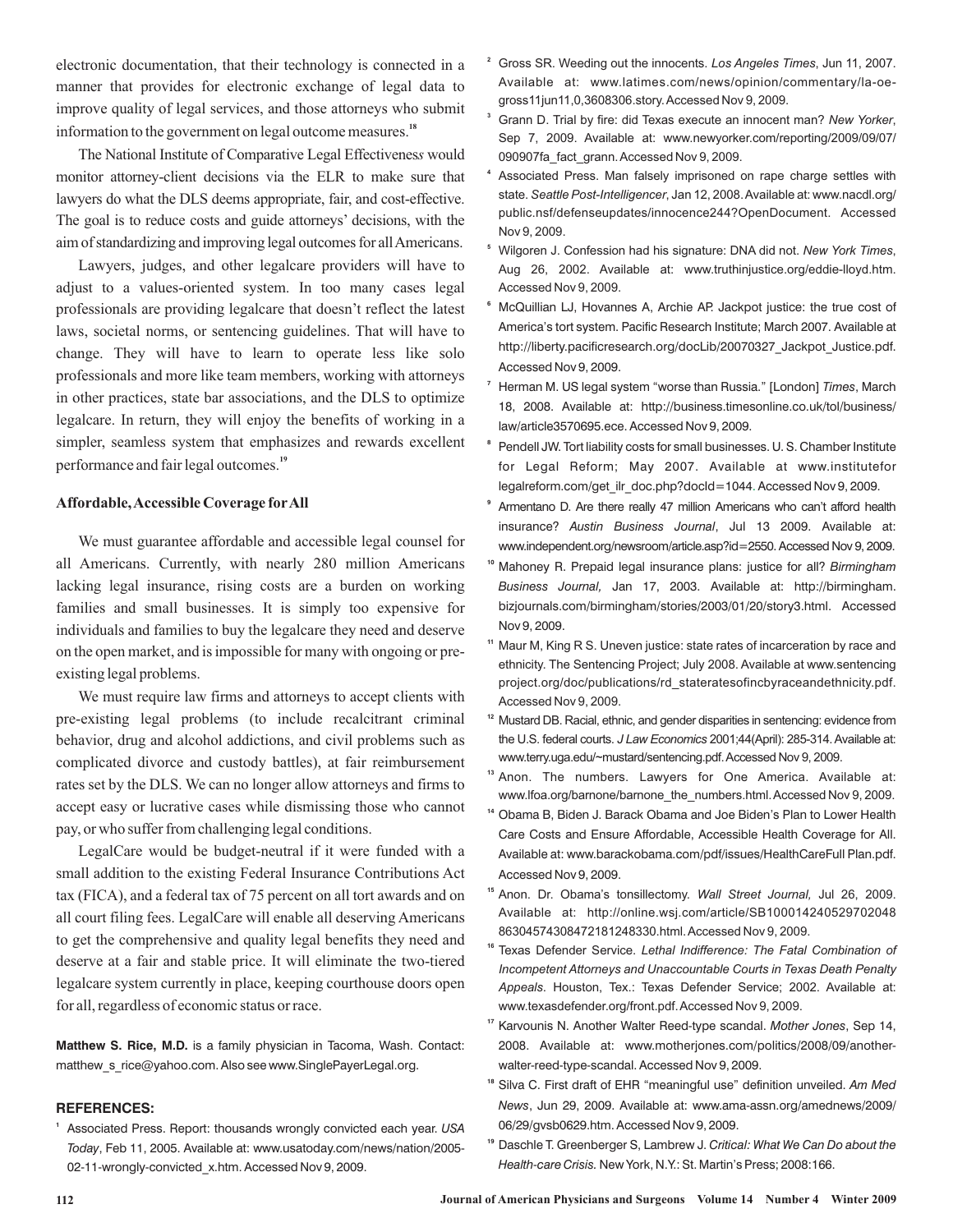electronic documentation, that their technology is connected in a manner that provides for electronic exchange of legal data to improve quality of legal services, and those attorneys who submit information to the government on legal outcome measures.[18]

The National Institute of Comparative Legal Effectiveness would monitor attorney-client decisions via the ELR to make sure that lawyers do what the DLS deems appropriate, fair, and cost-effective. The goal is to reduce costs and guide attorneys' decisions, with the aim of standardizing and improving legal outcomes for all Americans.

Lawyers, judges, and other legalcare providers will have to adjust to a values-oriented system. In too many cases legal professionals are providing legalcare that doesn't reflect the latest laws, societal norms, or sentencing guidelines. That will have to change. They will have to learn to operate less like solo professionals and more like team members, working with attorneys in other practices, state bar associations, and the DLS to optimize legalcare. In return, they will enjoy the benefits of working in a simpler, seamless system that emphasizes and rewards excellent performance and fair legal outcomes.[19]

**Affordable, Accessible Coverage for All**

We must guarantee affordable and accessible legal counsel for all Americans. Currently, with nearly 280 million Americans lacking legal insurance, rising costs are a burden on working families and small businesses. It is simply too expensive for individuals and families to buy the legalcare they need and deserve on the open market, and is impossible for many with ongoing or pre-existing legal problems.

We must require law firms and attorneys to accept clients with pre-existing legal problems (to include recalcitrant criminal behavior, drug and alcohol addictions, and civil problems such as complicated divorce and custody battles), at fair reimbursement rates set by the DLS. We can no longer allow attorneys and firms to accept easy or lucrative cases while dismissing those who cannot pay, or who suffer from challenging legal conditions.

LegalCare would be budget-neutral if it were funded with a small addition to the existing Federal Insurance Contributions Act tax (FICA), and a federal tax of 75 percent on all tort awards and on all court filing fees. LegalCare will enable all deserving Americans to get the comprehensive and quality legal benefits they need and deserve at a fair and stable price. It will eliminate the two-tiered legalcare system currently in place, keeping courthouse doors open for all, regardless of economic status or race.

**Matthew S. Rice, M.D.** is a family physician in Tacoma, Wash. Contact: matthew_s_rice@yahoo.com. Also see www.SinglePayerLegal.org.

**REFERENCES:**

1. Associated Press. Report: thousands wrongly convicted each year. *USA Today*, Feb 11, 2005. Available at: www.usatoday.com/news/nation/2005-02-11-wrongly-convicted_x.htm. Accessed Nov 9, 2009.
2. Gross SR. Weeding out the innocents. *Los Angeles Times*, Jun 11, 2007. Available at: www.latimes.com/news/opinion/commentary/la-oe-gross11jun11,0,3608306.story. Accessed Nov 9, 2009.
3. Grann D. Trial by fire: did Texas execute an innocent man? *New Yorker*, Sep 7, 2009. Available at: www.newyorker.com/reporting/2009/09/07/090907fa_fact_grann. Accessed Nov 9, 2009.
4. Associated Press. Man falsely imprisoned on rape charge settles with state. *Seattle Post-Intelligencer*, Jan 12, 2008. Available at: www.nacdl.org/public.nsf/defenseupdates/innocence244?OpenDocument. Accessed Nov 9, 2009.
5. Wilgoren J. Confession had his signature: DNA did not. *New York Times*, Aug 26, 2002. Available at: www.truthinjustice.org/eddie-lloyd.htm. Accessed Nov 9, 2009.
6. McQuillian LJ, Hovannes A, Archie AP. Jackpot justice: the true cost of America's tort system. Pacific Research Institute; March 2007. Available at http://liberty.pacificresearch.org/docLib/20070327_Jackpot_Justice.pdf. Accessed Nov 9, 2009.
7. Herman M. US legal system "worse than Russia." [London] *Times*, March 18, 2008. Available at: http://business.timesonline.co.uk/tol/business/law/article3570695.ece. Accessed Nov 9, 2009.
8. Pendell JW. Tort liability costs for small businesses. U. S. Chamber Institute for Legal Reform; May 2007. Available at www.institutefor legalreform.com/get_ilr_doc.php?docId=1044. Accessed Nov 9, 2009.
9. Armentano D. Are there really 47 million Americans who can't afford health insurance? *Austin Business Journal*, Jul 13 2009. Available at: www.independent.org/newsroom/article.asp?id=2550. Accessed Nov 9, 2009.
10. Mahoney R. Prepaid legal insurance plans: justice for all? *Birmingham Business Journal,* Jan 17, 2003. Available at: http://birmingham.bizjournals.com/birmingham/stories/2003/01/20/story3.html. Accessed Nov 9, 2009.
11. Maur M, King R S. Uneven justice: state rates of incarceration by race and ethnicity. The Sentencing Project; July 2008. Available at www.sentencing project.org/doc/publications/rd_stateratesofincbyraceandethnicity.pdf. Accessed Nov 9, 2009.
12. Mustard DB. Racial, ethnic, and gender disparities in sentencing: evidence from the U.S. federal courts. *J Law Economics* 2001;44(April): 285-314. Available at: www.terry.uga.edu/~mustard/sentencing.pdf. Accessed Nov 9, 2009.
13. Anon. The numbers. Lawyers for One America. Available at: www.lfoa.org/barnone/barnone_the_numbers.html. Accessed Nov 9, 2009.
14. Obama B, Biden J. Barack Obama and Joe Biden's Plan to Lower Health Care Costs and Ensure Affordable, Accessible Health Coverage for All. Available at: www.barackobama.com/pdf/issues/HealthCareFull Plan.pdf. Accessed Nov 9, 2009.
15. Anon. Dr. Obama's tonsillectomy. *Wall Street Journal,* Jul 26, 2009. Available at: http://online.wsj.com/article/SB100014240529702048 86304574308472181248330.html. Accessed Nov 9, 2009.
16. Texas Defender Service. *Lethal Indifference: The Fatal Combination of Incompetent Attorneys and Unaccountable Courts in Texas Death Penalty Appeals*. Houston, Tex.: Texas Defender Service; 2002. Available at: www.texasdefender.org/front.pdf. Accessed Nov 9, 2009.
17. Karvounis N. Another Walter Reed-type scandal. *Mother Jones*, Sep 14, 2008. Available at: www.motherjones.com/politics/2008/09/another-walter-reed-type-scandal. Accessed Nov 9, 2009.
18. Silva C. First draft of EHR "meaningful use" definition unveiled. *Am Med News*, Jun 29, 2009. Available at: www.ama-assn.org/amednews/2009/06/29/gvsb0629.htm. Accessed Nov 9, 2009.
19. Daschle T. Greenberger S, Lambrew J. *Critical: What We Can Do about the Health-care Crisis.* New York, N.Y.: St. Martin's Press; 2008:166.